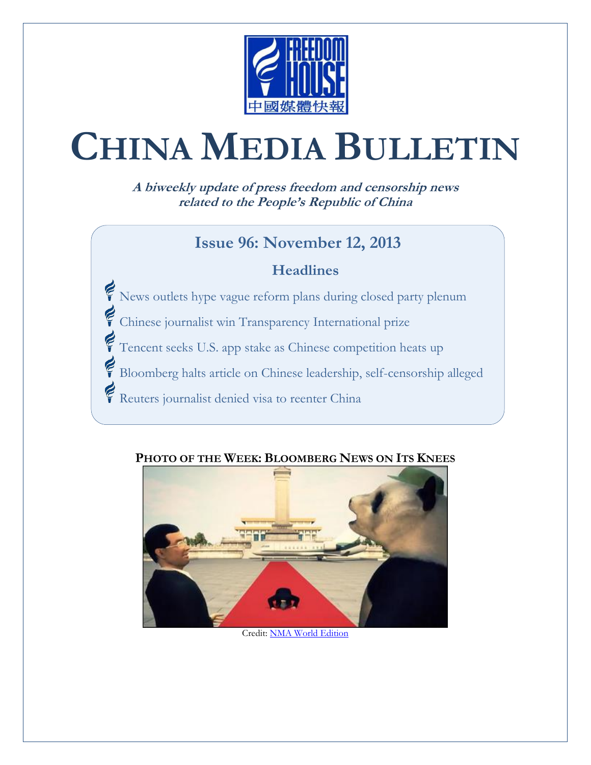# CHINA MEDIA BULLETIN

***A biweekly update of press freedom and censorship news related to the People's Republic of China***

## Issue 96: November 12, 2013

### Headlines

- News outlets hype vague reform plans during closed party plenum
- Chinese journalist win Transparency International prize
- Tencent seeks U.S. app stake as Chinese competition heats up
- Bloomberg halts article on Chinese leadership, self-censorship alleged
- Reuters journalist denied visa to reenter China

**PHOTO OF THE WEEK: BLOOMBERG NEWS ON ITS KNEES**

Credit: NMA World Edition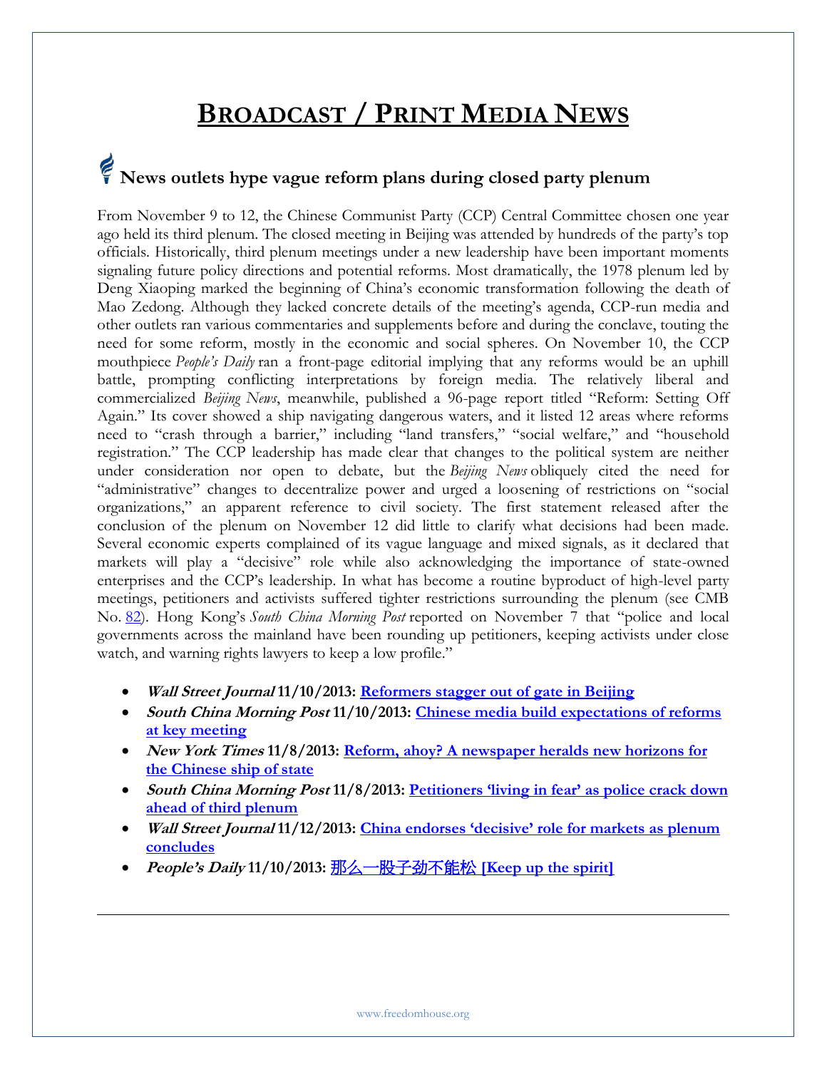# BROADCAST / PRINT MEDIA NEWS

## News outlets hype vague reform plans during closed party plenum

From November 9 to 12, the Chinese Communist Party (CCP) Central Committee chosen one year ago held its third plenum. The closed meeting in Beijing was attended by hundreds of the party's top officials. Historically, third plenum meetings under a new leadership have been important moments signaling future policy directions and potential reforms. Most dramatically, the 1978 plenum led by Deng Xiaoping marked the beginning of China's economic transformation following the death of Mao Zedong. Although they lacked concrete details of the meeting's agenda, CCP-run media and other outlets ran various commentaries and supplements before and during the conclave, touting the need for some reform, mostly in the economic and social spheres. On November 10, the CCP mouthpiece *People's Daily* ran a front-page editorial implying that any reforms would be an uphill battle, prompting conflicting interpretations by foreign media. The relatively liberal and commercialized *Beijing News*, meanwhile, published a 96-page report titled "Reform: Setting Off Again." Its cover showed a ship navigating dangerous waters, and it listed 12 areas where reforms need to "crash through a barrier," including "land transfers," "social welfare," and "household registration." The CCP leadership has made clear that changes to the political system are neither under consideration nor open to debate, but the *Beijing News* obliquely cited the need for "administrative" changes to decentralize power and urged a loosening of restrictions on "social organizations," an apparent reference to civil society. The first statement released after the conclusion of the plenum on November 12 did little to clarify what decisions had been made. Several economic experts complained of its vague language and mixed signals, as it declared that markets will play a "decisive" role while also acknowledging the importance of state-owned enterprises and the CCP's leadership. In what has become a routine byproduct of high-level party meetings, petitioners and activists suffered tighter restrictions surrounding the plenum (see CMB No. 82). Hong Kong's *South China Morning Post* reported on November 7 that "police and local governments across the mainland have been rounding up petitioners, keeping activists under close watch, and warning rights lawyers to keep a low profile."

- ***Wall Street Journal*** **11/10/2013: Reformers stagger out of gate in Beijing**
- ***South China Morning Post*** **11/10/2013: Chinese media build expectations of reforms at key meeting**
- ***New York Times*** **11/8/2013: Reform, ahoy? A newspaper heralds new horizons for the Chinese ship of state**
- ***South China Morning Post*** **11/8/2013: Petitioners 'living in fear' as police crack down ahead of third plenum**
- ***Wall Street Journal*** **11/12/2013: China endorses 'decisive' role for markets as plenum concludes**
- ***People's Daily*** **11/10/2013: 那么一股子劲不能松 [Keep up the spirit]**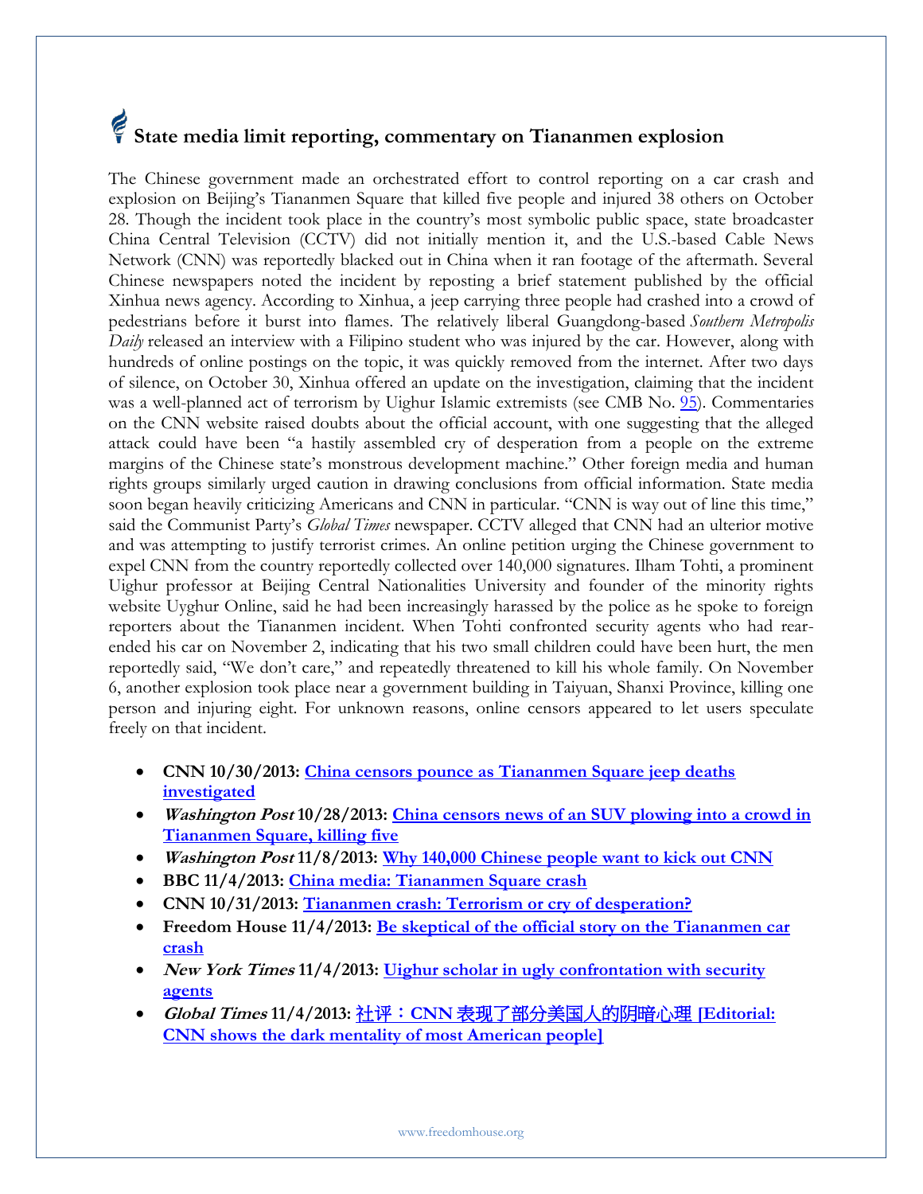## State media limit reporting, commentary on Tiananmen explosion

The Chinese government made an orchestrated effort to control reporting on a car crash and explosion on Beijing's Tiananmen Square that killed five people and injured 38 others on October 28. Though the incident took place in the country's most symbolic public space, state broadcaster China Central Television (CCTV) did not initially mention it, and the U.S.-based Cable News Network (CNN) was reportedly blacked out in China when it ran footage of the aftermath. Several Chinese newspapers noted the incident by reposting a brief statement published by the official Xinhua news agency. According to Xinhua, a jeep carrying three people had crashed into a crowd of pedestrians before it burst into flames. The relatively liberal Guangdong-based *Southern Metropolis Daily* released an interview with a Filipino student who was injured by the car. However, along with hundreds of online postings on the topic, it was quickly removed from the internet. After two days of silence, on October 30, Xinhua offered an update on the investigation, claiming that the incident was a well-planned act of terrorism by Uighur Islamic extremists (see CMB No. 95). Commentaries on the CNN website raised doubts about the official account, with one suggesting that the alleged attack could have been "a hastily assembled cry of desperation from a people on the extreme margins of the Chinese state's monstrous development machine." Other foreign media and human rights groups similarly urged caution in drawing conclusions from official information. State media soon began heavily criticizing Americans and CNN in particular. "CNN is way out of line this time," said the Communist Party's *Global Times* newspaper. CCTV alleged that CNN had an ulterior motive and was attempting to justify terrorist crimes. An online petition urging the Chinese government to expel CNN from the country reportedly collected over 140,000 signatures. Ilham Tohti, a prominent Uighur professor at Beijing Central Nationalities University and founder of the minority rights website Uyghur Online, said he had been increasingly harassed by the police as he spoke to foreign reporters about the Tiananmen incident. When Tohti confronted security agents who had rear-ended his car on November 2, indicating that his two small children could have been hurt, the men reportedly said, "We don't care," and repeatedly threatened to kill his whole family. On November 6, another explosion took place near a government building in Taiyuan, Shanxi Province, killing one person and injuring eight. For unknown reasons, online censors appeared to let users speculate freely on that incident.

- **CNN 10/30/2013: China censors pounce as Tiananmen Square jeep deaths investigated**
- ***Washington Post* 10/28/2013: China censors news of an SUV plowing into a crowd in Tiananmen Square, killing five**
- ***Washington Post* 11/8/2013: Why 140,000 Chinese people want to kick out CNN**
- **BBC 11/4/2013: China media: Tiananmen Square crash**
- **CNN 10/31/2013: Tiananmen crash: Terrorism or cry of desperation?**
- **Freedom House 11/4/2013: Be skeptical of the official story on the Tiananmen car crash**
- ***New York Times* 11/4/2013: Uighur scholar in ugly confrontation with security agents**
- ***Global Times* 11/4/2013: 社评：CNN 表现了部分美国人的阴暗心理 [Editorial: CNN shows the dark mentality of most American people]**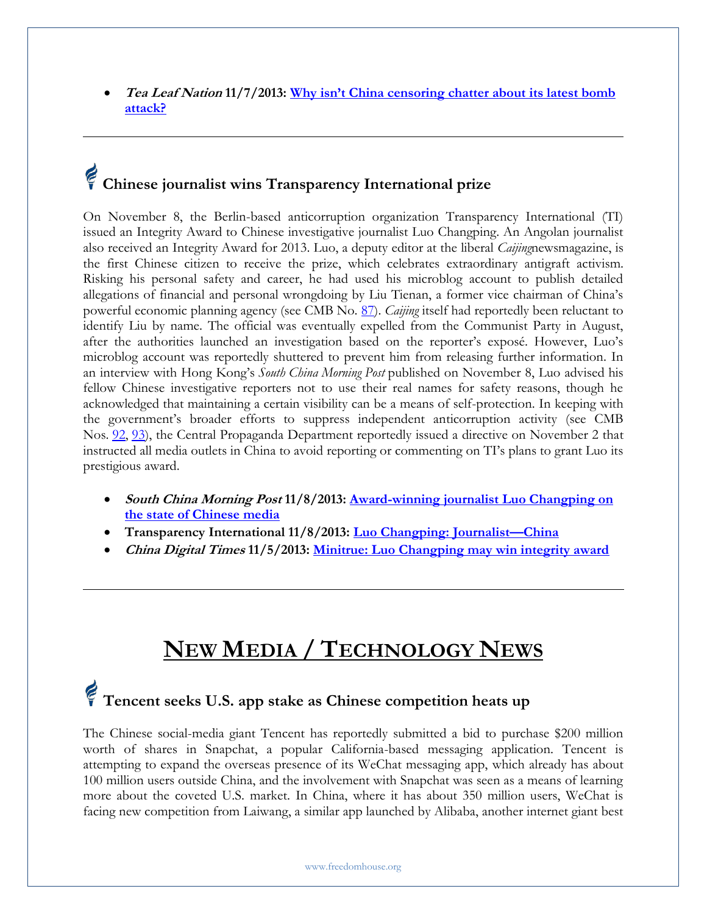- ***Tea Leaf Nation* 11/7/2013: Why isn't China censoring chatter about its latest bomb attack?**

---

## Chinese journalist wins Transparency International prize

On November 8, the Berlin-based anticorruption organization Transparency International (TI) issued an Integrity Award to Chinese investigative journalist Luo Changping. An Angolan journalist also received an Integrity Award for 2013. Luo, a deputy editor at the liberal *Caijing*newsmagazine, is the first Chinese citizen to receive the prize, which celebrates extraordinary antigraft activism. Risking his personal safety and career, he had used his microblog account to publish detailed allegations of financial and personal wrongdoing by Liu Tienan, a former vice chairman of China's powerful economic planning agency (see CMB No. 87). *Caijing* itself had reportedly been reluctant to identify Liu by name. The official was eventually expelled from the Communist Party in August, after the authorities launched an investigation based on the reporter's exposé. However, Luo's microblog account was reportedly shuttered to prevent him from releasing further information. In an interview with Hong Kong's *South China Morning Post* published on November 8, Luo advised his fellow Chinese investigative reporters not to use their real names for safety reasons, though he acknowledged that maintaining a certain visibility can be a means of self-protection. In keeping with the government's broader efforts to suppress independent anticorruption activity (see CMB Nos. 92, 93), the Central Propaganda Department reportedly issued a directive on November 2 that instructed all media outlets in China to avoid reporting or commenting on TI's plans to grant Luo its prestigious award.

- ***South China Morning Post* 11/8/2013: Award-winning journalist Luo Changping on the state of Chinese media**
- **Transparency International 11/8/2013: Luo Changping: Journalist—China**
- ***China Digital Times* 11/5/2013: Minitrue: Luo Changping may win integrity award**

---

# NEW MEDIA / TECHNOLOGY NEWS

## Tencent seeks U.S. app stake as Chinese competition heats up

The Chinese social-media giant Tencent has reportedly submitted a bid to purchase $200 million worth of shares in Snapchat, a popular California-based messaging application. Tencent is attempting to expand the overseas presence of its WeChat messaging app, which already has about 100 million users outside China, and the involvement with Snapchat was seen as a means of learning more about the coveted U.S. market. In China, where it has about 350 million users, WeChat is facing new competition from Laiwang, a similar app launched by Alibaba, another internet giant best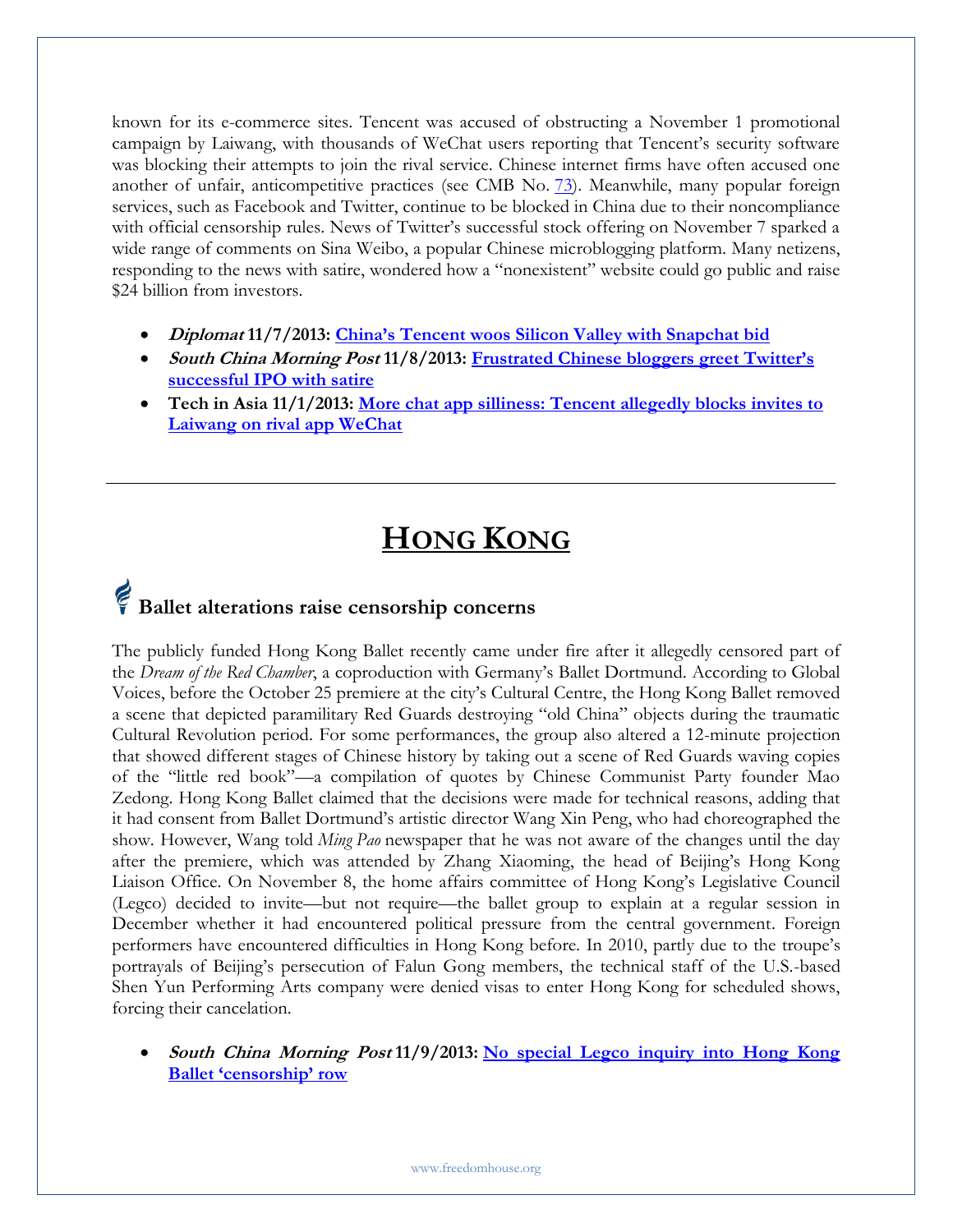known for its e-commerce sites. Tencent was accused of obstructing a November 1 promotional campaign by Laiwang, with thousands of WeChat users reporting that Tencent's security software was blocking their attempts to join the rival service. Chinese internet firms have often accused one another of unfair, anticompetitive practices (see CMB No. 73). Meanwhile, many popular foreign services, such as Facebook and Twitter, continue to be blocked in China due to their noncompliance with official censorship rules. News of Twitter's successful stock offering on November 7 sparked a wide range of comments on Sina Weibo, a popular Chinese microblogging platform. Many netizens, responding to the news with satire, wondered how a "nonexistent" website could go public and raise $24 billion from investors.

- ***Diplomat* 11/7/2013: China's Tencent woos Silicon Valley with Snapchat bid**
- ***South China Morning Post* 11/8/2013: Frustrated Chinese bloggers greet Twitter's successful IPO with satire**
- **Tech in Asia 11/1/2013: More chat app silliness: Tencent allegedly blocks invites to Laiwang on rival app WeChat**

---

# HONG KONG

## Ballet alterations raise censorship concerns

The publicly funded Hong Kong Ballet recently came under fire after it allegedly censored part of the *Dream of the Red Chamber*, a coproduction with Germany's Ballet Dortmund. According to Global Voices, before the October 25 premiere at the city's Cultural Centre, the Hong Kong Ballet removed a scene that depicted paramilitary Red Guards destroying "old China" objects during the traumatic Cultural Revolution period. For some performances, the group also altered a 12-minute projection that showed different stages of Chinese history by taking out a scene of Red Guards waving copies of the "little red book"—a compilation of quotes by Chinese Communist Party founder Mao Zedong. Hong Kong Ballet claimed that the decisions were made for technical reasons, adding that it had consent from Ballet Dortmund's artistic director Wang Xin Peng, who had choreographed the show. However, Wang told *Ming Pao* newspaper that he was not aware of the changes until the day after the premiere, which was attended by Zhang Xiaoming, the head of Beijing's Hong Kong Liaison Office. On November 8, the home affairs committee of Hong Kong's Legislative Council (Legco) decided to invite—but not require—the ballet group to explain at a regular session in December whether it had encountered political pressure from the central government. Foreign performers have encountered difficulties in Hong Kong before. In 2010, partly due to the troupe's portrayals of Beijing's persecution of Falun Gong members, the technical staff of the U.S.-based Shen Yun Performing Arts company were denied visas to enter Hong Kong for scheduled shows, forcing their cancelation.

- ***South China Morning Post* 11/9/2013: No special Legco inquiry into Hong Kong Ballet 'censorship' row**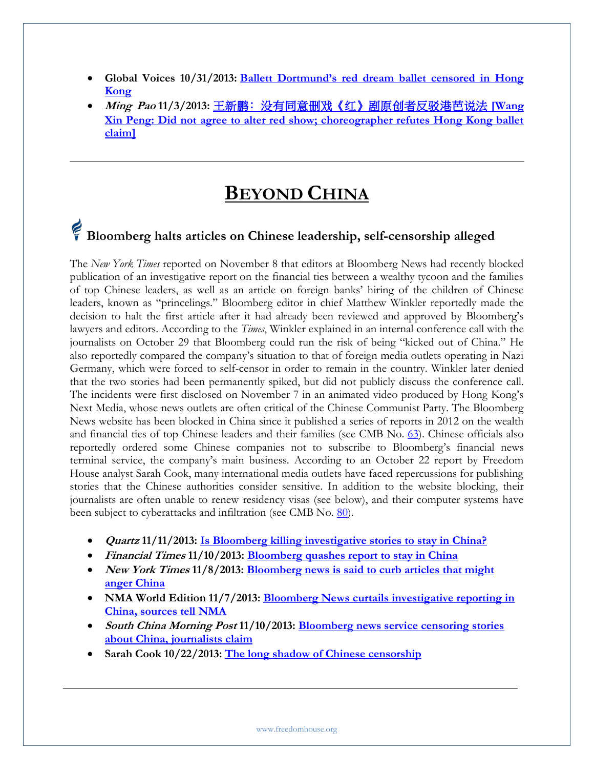- **Global Voices 10/31/2013: [Ballett Dortmund's red dream ballet censored in Hong Kong]**
- ***Ming Pao* 11/3/2013: [王新鹏：没有同意删戏《红》剧原创者反驳港芭说法 [Wang Xin Peng: Did not agree to alter red show; choreographer refutes Hong Kong ballet claim]]**

---

# BEYOND CHINA

## Bloomberg halts articles on Chinese leadership, self-censorship alleged

The *New York Times* reported on November 8 that editors at Bloomberg News had recently blocked publication of an investigative report on the financial ties between a wealthy tycoon and the families of top Chinese leaders, as well as an article on foreign banks' hiring of the children of Chinese leaders, known as "princelings." Bloomberg editor in chief Matthew Winkler reportedly made the decision to halt the first article after it had already been reviewed and approved by Bloomberg's lawyers and editors. According to the *Times*, Winkler explained in an internal conference call with the journalists on October 29 that Bloomberg could run the risk of being "kicked out of China." He also reportedly compared the company's situation to that of foreign media outlets operating in Nazi Germany, which were forced to self-censor in order to remain in the country. Winkler later denied that the two stories had been permanently spiked, but did not publicly discuss the conference call. The incidents were first disclosed on November 7 in an animated video produced by Hong Kong's Next Media, whose news outlets are often critical of the Chinese Communist Party. The Bloomberg News website has been blocked in China since it published a series of reports in 2012 on the wealth and financial ties of top Chinese leaders and their families (see CMB No. 63). Chinese officials also reportedly ordered some Chinese companies not to subscribe to Bloomberg's financial news terminal service, the company's main business. According to an October 22 report by Freedom House analyst Sarah Cook, many international media outlets have faced repercussions for publishing stories that the Chinese authorities consider sensitive. In addition to the website blocking, their journalists are often unable to renew residency visas (see below), and their computer systems have been subject to cyberattacks and infiltration (see CMB No. 80).

- ***Quartz* 11/11/2013: [Is Bloomberg killing investigative stories to stay in China?]**
- ***Financial Times* 11/10/2013: [Bloomberg quashes report to stay in China]**
- ***New York Times* 11/8/2013: [Bloomberg news is said to curb articles that might anger China]**
- **NMA World Edition 11/7/2013: [Bloomberg News curtails investigative reporting in China, sources tell NMA]**
- ***South China Morning Post* 11/10/2013: [Bloomberg news service censoring stories about China, journalists claim]**
- **Sarah Cook 10/22/2013: [The long shadow of Chinese censorship]**

---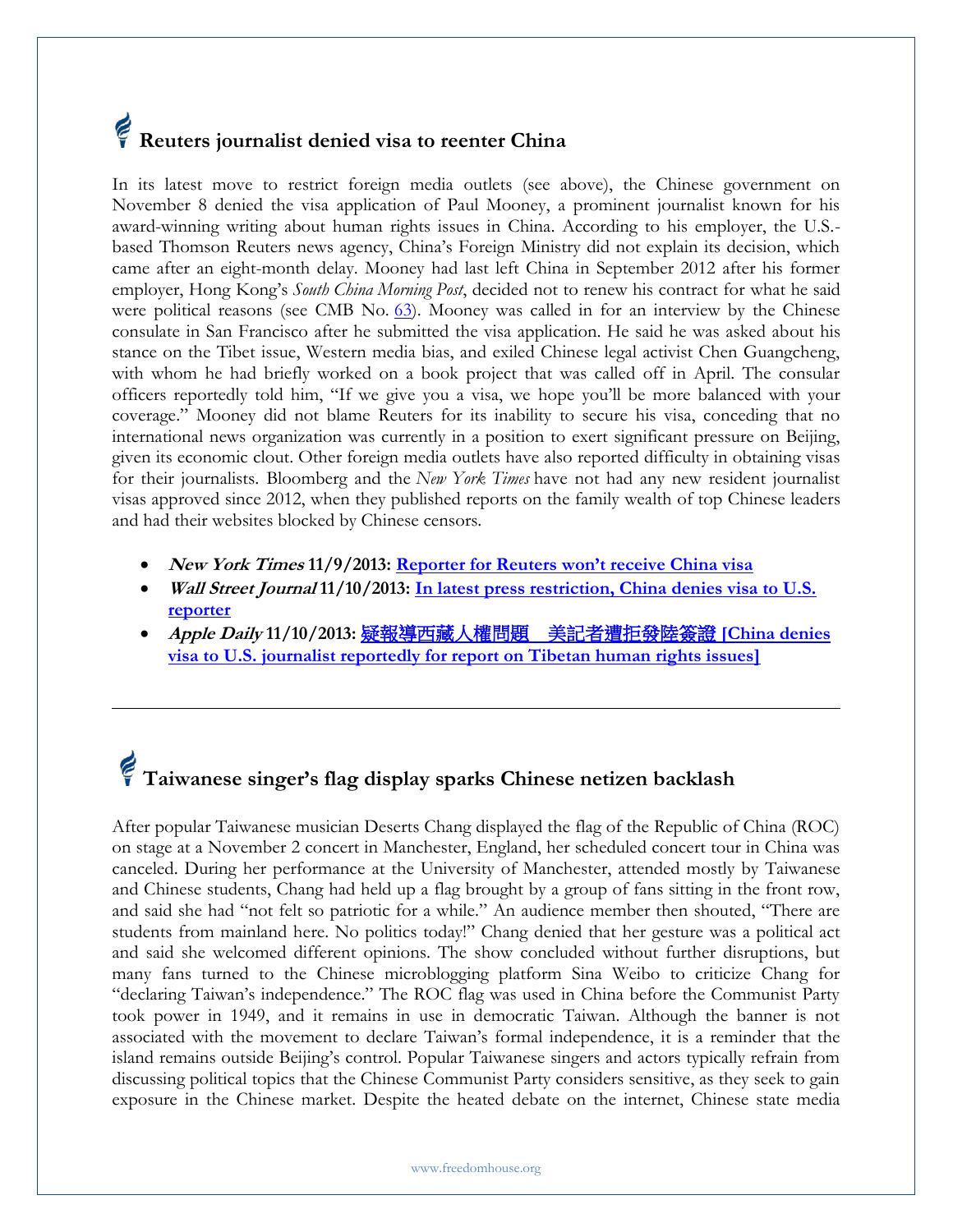## Reuters journalist denied visa to reenter China

In its latest move to restrict foreign media outlets (see above), the Chinese government on November 8 denied the visa application of Paul Mooney, a prominent journalist known for his award-winning writing about human rights issues in China. According to his employer, the U.S.-based Thomson Reuters news agency, China's Foreign Ministry did not explain its decision, which came after an eight-month delay. Mooney had last left China in September 2012 after his former employer, Hong Kong's *South China Morning Post*, decided not to renew his contract for what he said were political reasons (see CMB No. 63). Mooney was called in for an interview by the Chinese consulate in San Francisco after he submitted the visa application. He said he was asked about his stance on the Tibet issue, Western media bias, and exiled Chinese legal activist Chen Guangcheng, with whom he had briefly worked on a book project that was called off in April. The consular officers reportedly told him, "If we give you a visa, we hope you'll be more balanced with your coverage." Mooney did not blame Reuters for its inability to secure his visa, conceding that no international news organization was currently in a position to exert significant pressure on Beijing, given its economic clout. Other foreign media outlets have also reported difficulty in obtaining visas for their journalists. Bloomberg and the *New York Times* have not had any new resident journalist visas approved since 2012, when they published reports on the family wealth of top Chinese leaders and had their websites blocked by Chinese censors.

- ***New York Times* 11/9/2013:** **Reporter for Reuters won't receive China visa**
- ***Wall Street Journal* 11/10/2013:** **In latest press restriction, China denies visa to U.S. reporter**
- ***Apple Daily* 11/10/2013:** **疑報導西藏人權問題　美記者遭拒發陸簽證 [China denies visa to U.S. journalist reportedly for report on Tibetan human rights issues]**

---

## Taiwanese singer's flag display sparks Chinese netizen backlash

After popular Taiwanese musician Deserts Chang displayed the flag of the Republic of China (ROC) on stage at a November 2 concert in Manchester, England, her scheduled concert tour in China was canceled. During her performance at the University of Manchester, attended mostly by Taiwanese and Chinese students, Chang had held up a flag brought by a group of fans sitting in the front row, and said she had "not felt so patriotic for a while." An audience member then shouted, "There are students from mainland here. No politics today!" Chang denied that her gesture was a political act and said she welcomed different opinions. The show concluded without further disruptions, but many fans turned to the Chinese microblogging platform Sina Weibo to criticize Chang for "declaring Taiwan's independence." The ROC flag was used in China before the Communist Party took power in 1949, and it remains in use in democratic Taiwan. Although the banner is not associated with the movement to declare Taiwan's formal independence, it is a reminder that the island remains outside Beijing's control. Popular Taiwanese singers and actors typically refrain from discussing political topics that the Chinese Communist Party considers sensitive, as they seek to gain exposure in the Chinese market. Despite the heated debate on the internet, Chinese state media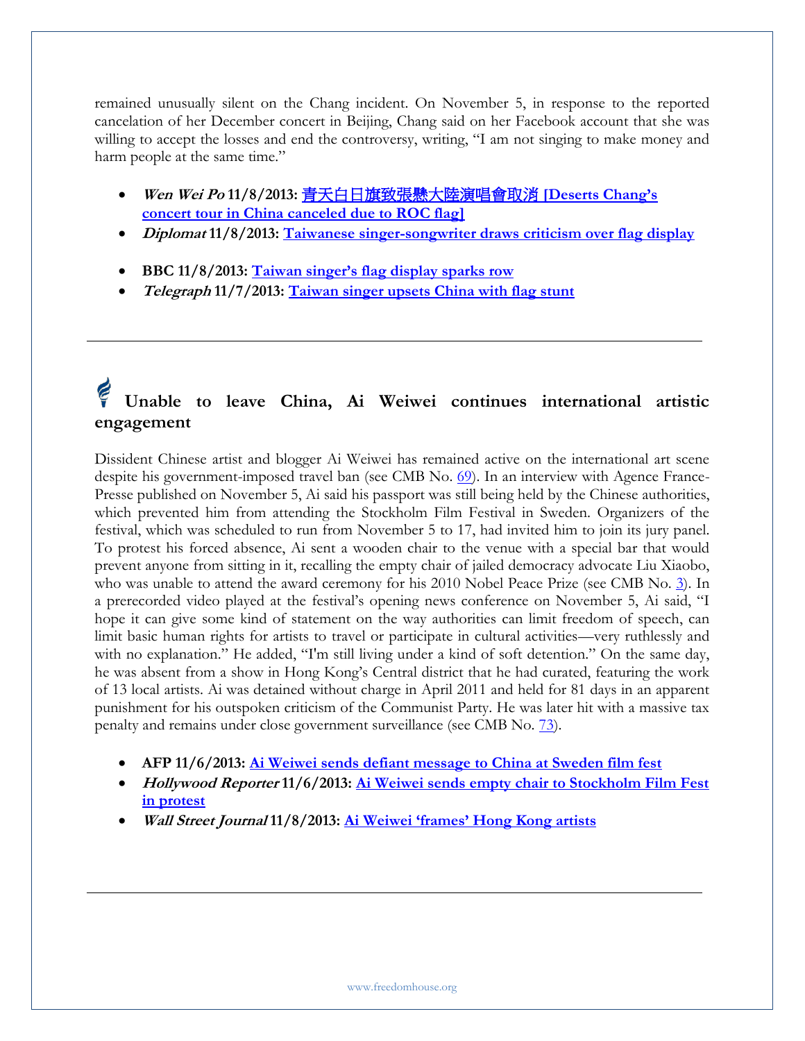remained unusually silent on the Chang incident. On November 5, in response to the reported cancelation of her December concert in Beijing, Chang said on her Facebook account that she was willing to accept the losses and end the controversy, writing, "I am not singing to make money and harm people at the same time."

- ***Wen Wei Po* 11/8/2013: 青天白日旗致張懸大陸演唱會取消 [Deserts Chang's concert tour in China canceled due to ROC flag]**
- ***Diplomat* 11/8/2013: Taiwanese singer-songwriter draws criticism over flag display**
- **BBC 11/8/2013: Taiwan singer's flag display sparks row**
- ***Telegraph* 11/7/2013: Taiwan singer upsets China with flag stunt**

---

## Unable to leave China, Ai Weiwei continues international artistic engagement

Dissident Chinese artist and blogger Ai Weiwei has remained active on the international art scene despite his government-imposed travel ban (see CMB No. 69). In an interview with Agence France-Presse published on November 5, Ai said his passport was still being held by the Chinese authorities, which prevented him from attending the Stockholm Film Festival in Sweden. Organizers of the festival, which was scheduled to run from November 5 to 17, had invited him to join its jury panel. To protest his forced absence, Ai sent a wooden chair to the venue with a special bar that would prevent anyone from sitting in it, recalling the empty chair of jailed democracy advocate Liu Xiaobo, who was unable to attend the award ceremony for his 2010 Nobel Peace Prize (see CMB No. 3). In a prerecorded video played at the festival's opening news conference on November 5, Ai said, "I hope it can give some kind of statement on the way authorities can limit freedom of speech, can limit basic human rights for artists to travel or participate in cultural activities—very ruthlessly and with no explanation." He added, "I'm still living under a kind of soft detention." On the same day, he was absent from a show in Hong Kong's Central district that he had curated, featuring the work of 13 local artists. Ai was detained without charge in April 2011 and held for 81 days in an apparent punishment for his outspoken criticism of the Communist Party. He was later hit with a massive tax penalty and remains under close government surveillance (see CMB No. 73).

- **AFP 11/6/2013: Ai Weiwei sends defiant message to China at Sweden film fest**
- ***Hollywood Reporter* 11/6/2013: Ai Weiwei sends empty chair to Stockholm Film Fest in protest**
- ***Wall Street Journal* 11/8/2013: Ai Weiwei 'frames' Hong Kong artists**

---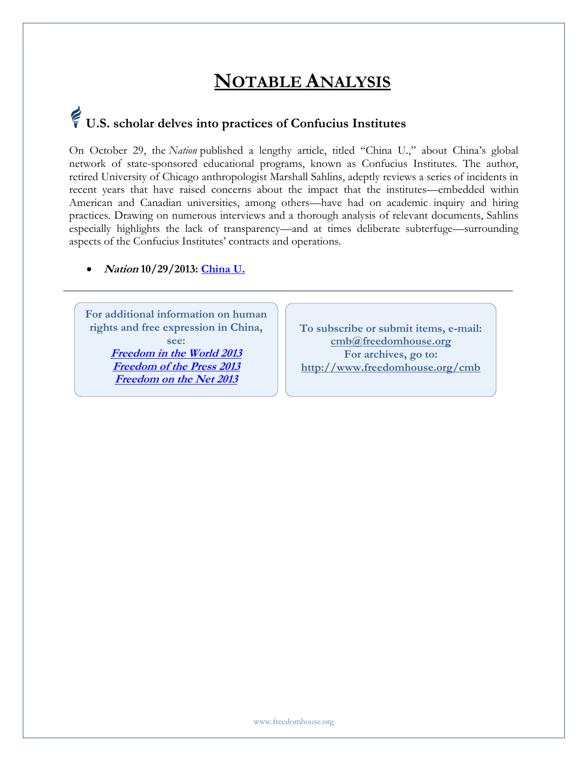# NOTABLE ANALYSIS

## U.S. scholar delves into practices of Confucius Institutes

On October 29, the *Nation* published a lengthy article, titled "China U.," about China's global network of state-sponsored educational programs, known as Confucius Institutes. The author, retired University of Chicago anthropologist Marshall Sahlins, adeptly reviews a series of incidents in recent years that have raised concerns about the impact that the institutes—embedded within American and Canadian universities, among others—have had on academic inquiry and hiring practices. Drawing on numerous interviews and a thorough analysis of relevant documents, Sahlins especially highlights the lack of transparency—and at times deliberate subterfuge—surrounding aspects of the Confucius Institutes' contracts and operations.

- ***Nation* 10/29/2013: China U.**

---

**For additional information on human rights and free expression in China, see:**
***Freedom in the World 2013***
***Freedom of the Press 2013***
***Freedom on the Net 2013***

**To subscribe or submit items, e-mail: cmb@freedomhouse.org**
**For archives, go to: http://www.freedomhouse.org/cmb**

www.freedomhouse.org